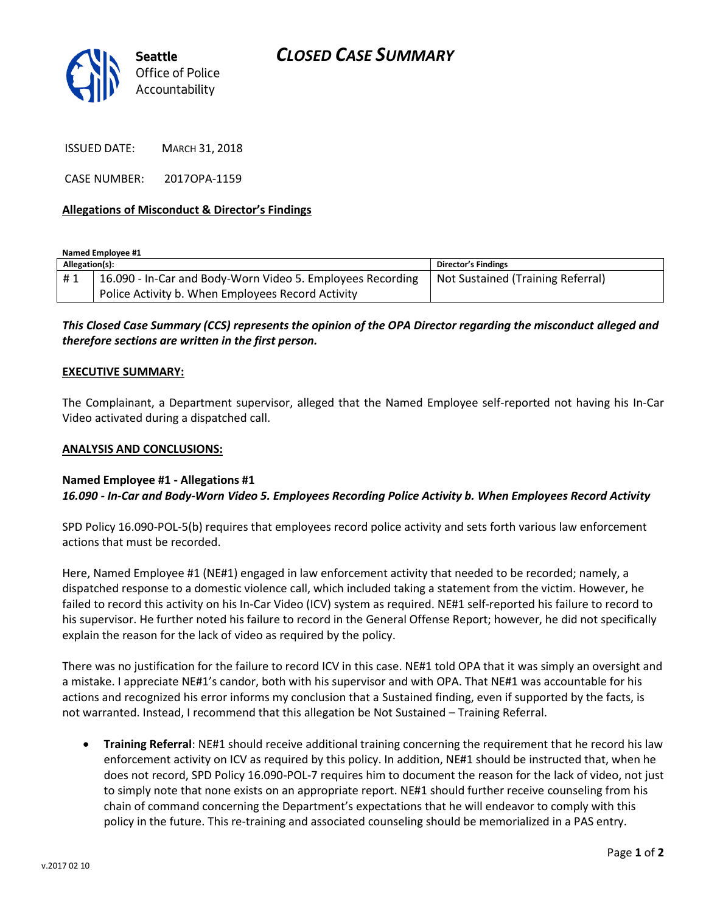# CLOSED CASE SUMMARY

Seattle Office of Police Accountability

ISSUED DATE: MARCH 31, 2018

CASE NUMBER: 2017OPA-1159

**Allegations of Misconduct & Director's Findings**

**Named Employee #1**

| Allegation(s): | | Director's Findings |
|---|---|---|
| # 1 | 16.090 - In-Car and Body-Worn Video 5. Employees Recording Police Activity b. When Employees Record Activity | Not Sustained (Training Referral) |

***This Closed Case Summary (CCS) represents the opinion of the OPA Director regarding the misconduct alleged and therefore sections are written in the first person.***

**EXECUTIVE SUMMARY:**

The Complainant, a Department supervisor, alleged that the Named Employee self-reported not having his In-Car Video activated during a dispatched call.

**ANALYSIS AND CONCLUSIONS:**

**Named Employee #1 - Allegations #1**
***16.090 - In-Car and Body-Worn Video 5. Employees Recording Police Activity b. When Employees Record Activity***

SPD Policy 16.090-POL-5(b) requires that employees record police activity and sets forth various law enforcement actions that must be recorded.

Here, Named Employee #1 (NE#1) engaged in law enforcement activity that needed to be recorded; namely, a dispatched response to a domestic violence call, which included taking a statement from the victim. However, he failed to record this activity on his In-Car Video (ICV) system as required. NE#1 self-reported his failure to record to his supervisor. He further noted his failure to record in the General Offense Report; however, he did not specifically explain the reason for the lack of video as required by the policy.

There was no justification for the failure to record ICV in this case. NE#1 told OPA that it was simply an oversight and a mistake. I appreciate NE#1's candor, both with his supervisor and with OPA. That NE#1 was accountable for his actions and recognized his error informs my conclusion that a Sustained finding, even if supported by the facts, is not warranted. Instead, I recommend that this allegation be Not Sustained – Training Referral.

- **Training Referral**: NE#1 should receive additional training concerning the requirement that he record his law enforcement activity on ICV as required by this policy. In addition, NE#1 should be instructed that, when he does not record, SPD Policy 16.090-POL-7 requires him to document the reason for the lack of video, not just to simply note that none exists on an appropriate report. NE#1 should further receive counseling from his chain of command concerning the Department's expectations that he will endeavor to comply with this policy in the future. This re-training and associated counseling should be memorialized in a PAS entry.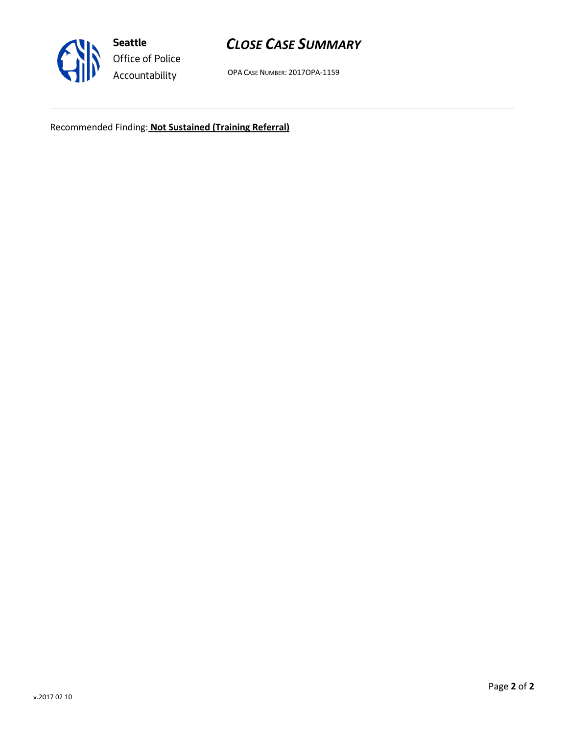Recommended Finding: **Not Sustained (Training Referral)**